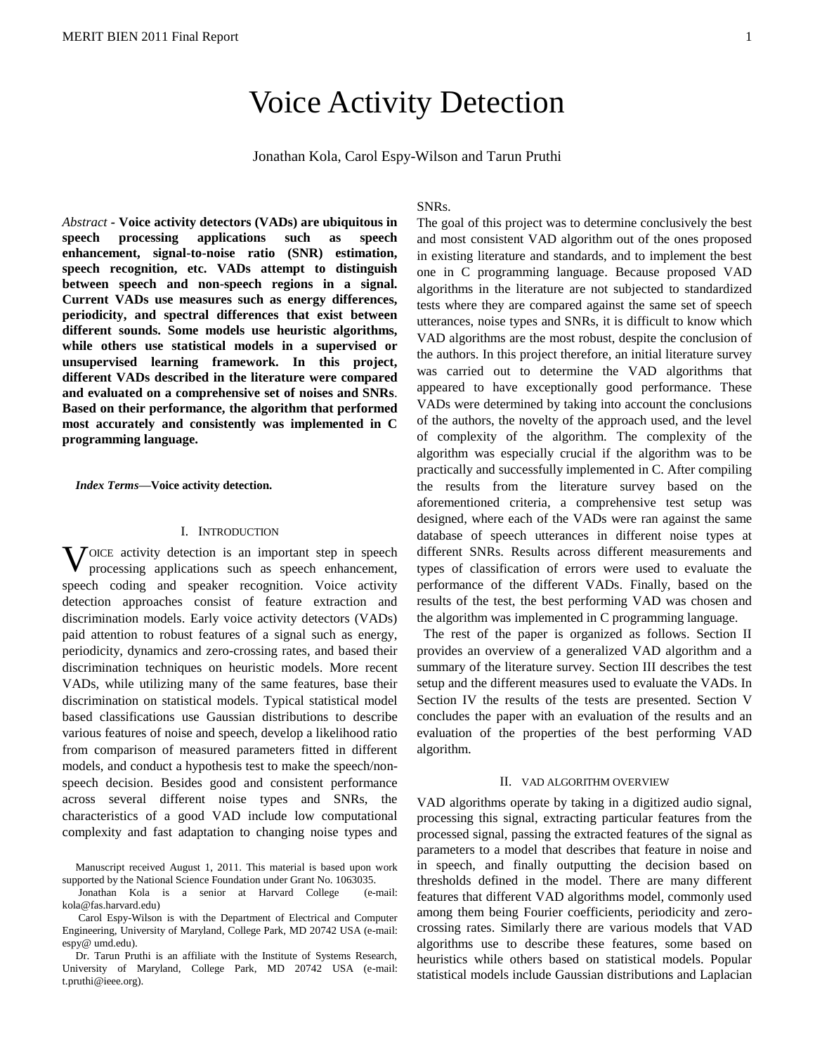# Voice Activity Detection

Jonathan Kola, Carol Espy-Wilson and Tarun Pruthi

*Abstract* - **Voice activity detectors (VADs) are ubiquitous in speech processing applications such as speech enhancement, signal-to-noise ratio (SNR) estimation, speech recognition, etc. VADs attempt to distinguish between speech and non-speech regions in a signal. Current VADs use measures such as energy differences, periodicity, and spectral differences that exist between different sounds. Some models use heuristic algorithms, while others use statistical models in a supervised or unsupervised learning framework. In this project, different VADs described in the literature were compared and evaluated on a comprehensive set of noises and SNRs. Based on their performance, the algorithm that performed most accurately and consistently was implemented in C programming language.**

*Index Terms*—**Voice activity detection.**

## I. Introduction

Voice activity detection is an important step in speech processing applications such as speech enhancement, speech coding and speaker recognition. Voice activity detection approaches consist of feature extraction and discrimination models. Early voice activity detectors (VADs) paid attention to robust features of a signal such as energy, periodicity, dynamics and zero-crossing rates, and based their discrimination techniques on heuristic models. More recent VADs, while utilizing many of the same features, base their discrimination on statistical models. Typical statistical model based classifications use Gaussian distributions to describe various features of noise and speech, develop a likelihood ratio from comparison of measured parameters fitted in different models, and conduct a hypothesis test to make the speech/non-speech decision. Besides good and consistent performance across several different noise types and SNRs, the characteristics of a good VAD include low computational complexity and fast adaptation to changing noise types and SNRs.

The goal of this project was to determine conclusively the best and most consistent VAD algorithm out of the ones proposed in existing literature and standards, and to implement the best one in C programming language. Because proposed VAD algorithms in the literature are not subjected to standardized tests where they are compared against the same set of speech utterances, noise types and SNRs, it is difficult to know which VAD algorithms are the most robust, despite the conclusion of the authors. In this project therefore, an initial literature survey was carried out to determine the VAD algorithms that appeared to have exceptionally good performance. These VADs were determined by taking into account the conclusions of the authors, the novelty of the approach used, and the level of complexity of the algorithm. The complexity of the algorithm was especially crucial if the algorithm was to be practically and successfully implemented in C. After compiling the results from the literature survey based on the aforementioned criteria, a comprehensive test setup was designed, where each of the VADs were ran against the same database of speech utterances in different noise types at different SNRs. Results across different measurements and types of classification of errors were used to evaluate the performance of the different VADs. Finally, based on the results of the test, the best performing VAD was chosen and the algorithm was implemented in C programming language.

The rest of the paper is organized as follows. Section II provides an overview of a generalized VAD algorithm and a summary of the literature survey. Section III describes the test setup and the different measures used to evaluate the VADs. In Section IV the results of the tests are presented. Section V concludes the paper with an evaluation of the results and an evaluation of the properties of the best performing VAD algorithm.

## II. VAD Algorithm Overview

VAD algorithms operate by taking in a digitized audio signal, processing this signal, extracting particular features from the processed signal, passing the extracted features of the signal as parameters to a model that describes that feature in noise and in speech, and finally outputting the decision based on thresholds defined in the model. There are many different features that different VAD algorithms model, commonly used among them being Fourier coefficients, periodicity and zero-crossing rates. Similarly there are various models that VAD algorithms use to describe these features, some based on heuristics while others based on statistical models. Popular statistical models include Gaussian distributions and Laplacian

Manuscript received August 1, 2011. This material is based upon work supported by the National Science Foundation under Grant No. 1063035.

Jonathan Kola is a senior at Harvard College (e-mail: kola@fas.harvard.edu)

Carol Espy-Wilson is with the Department of Electrical and Computer Engineering, University of Maryland, College Park, MD 20742 USA (e-mail: espy@ umd.edu).

Dr. Tarun Pruthi is an affiliate with the Institute of Systems Research, University of Maryland, College Park, MD 20742 USA (e-mail: t.pruthi@ieee.org).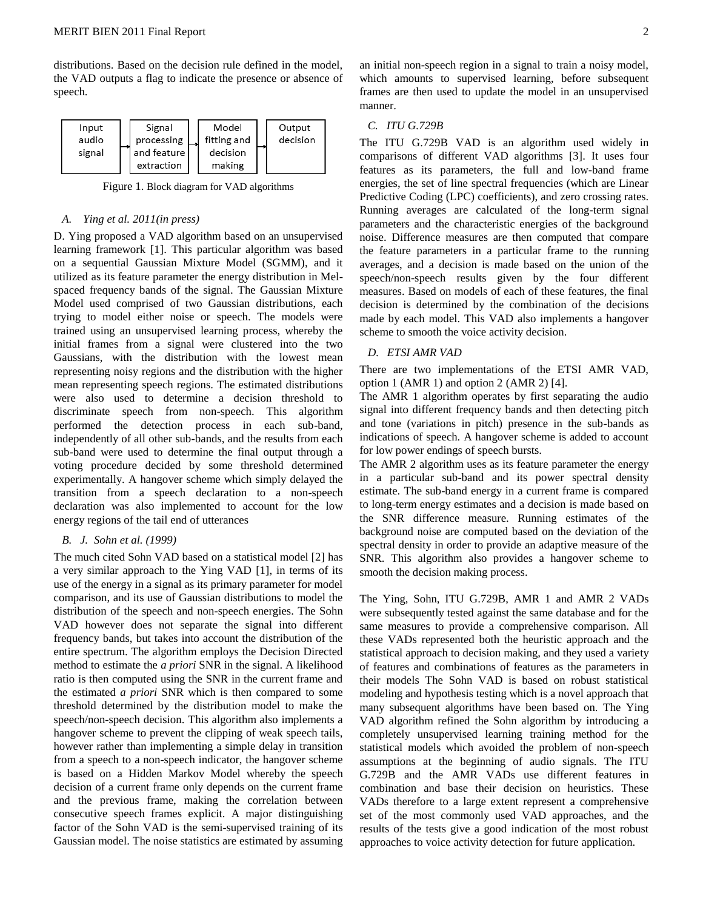distributions. Based on the decision rule defined in the model, the VAD outputs a flag to indicate the presence or absence of speech.

| Input audio signal | → | Signal processing and feature extraction | → | Model fitting and decision making | → | Output decision |
|---|---|---|---|---|---|---|

Figure 1. Block diagram for VAD algorithms

### *A. Ying et al. 2011(in press)*

D. Ying proposed a VAD algorithm based on an unsupervised learning framework [1]. This particular algorithm was based on a sequential Gaussian Mixture Model (SGMM), and it utilized as its feature parameter the energy distribution in Mel-spaced frequency bands of the signal. The Gaussian Mixture Model used comprised of two Gaussian distributions, each trying to model either noise or speech. The models were trained using an unsupervised learning process, whereby the initial frames from a signal were clustered into the two Gaussians, with the distribution with the lowest mean representing noisy regions and the distribution with the higher mean representing speech regions. The estimated distributions were also used to determine a decision threshold to discriminate speech from non-speech. This algorithm performed the detection process in each sub-band, independently of all other sub-bands, and the results from each sub-band were used to determine the final output through a voting procedure decided by some threshold determined experimentally. A hangover scheme which simply delayed the transition from a speech declaration to a non-speech declaration was also implemented to account for the low energy regions of the tail end of utterances

### *B. J. Sohn et al. (1999)*

The much cited Sohn VAD based on a statistical model [2] has a very similar approach to the Ying VAD [1], in terms of its use of the energy in a signal as its primary parameter for model comparison, and its use of Gaussian distributions to model the distribution of the speech and non-speech energies. The Sohn VAD however does not separate the signal into different frequency bands, but takes into account the distribution of the entire spectrum. The algorithm employs the Decision Directed method to estimate the *a priori* SNR in the signal. A likelihood ratio is then computed using the SNR in the current frame and the estimated *a priori* SNR which is then compared to some threshold determined by the distribution model to make the speech/non-speech decision. This algorithm also implements a hangover scheme to prevent the clipping of weak speech tails, however rather than implementing a simple delay in transition from a speech to a non-speech indicator, the hangover scheme is based on a Hidden Markov Model whereby the speech decision of a current frame only depends on the current frame and the previous frame, making the correlation between consecutive speech frames explicit. A major distinguishing factor of the Sohn VAD is the semi-supervised training of its Gaussian model. The noise statistics are estimated by assuming an initial non-speech region in a signal to train a noisy model, which amounts to supervised learning, before subsequent frames are then used to update the model in an unsupervised manner.

### *C. ITU G.729B*

The ITU G.729B VAD is an algorithm used widely in comparisons of different VAD algorithms [3]. It uses four features as its parameters, the full and low-band frame energies, the set of line spectral frequencies (which are Linear Predictive Coding (LPC) coefficients), and zero crossing rates. Running averages are calculated of the long-term signal parameters and the characteristic energies of the background noise. Difference measures are then computed that compare the feature parameters in a particular frame to the running averages, and a decision is made based on the union of the speech/non-speech results given by the four different measures. Based on models of each of these features, the final decision is determined by the combination of the decisions made by each model. This VAD also implements a hangover scheme to smooth the voice activity decision.

### *D. ETSI AMR VAD*

There are two implementations of the ETSI AMR VAD, option 1 (AMR 1) and option 2 (AMR 2) [4].

The AMR 1 algorithm operates by first separating the audio signal into different frequency bands and then detecting pitch and tone (variations in pitch) presence in the sub-bands as indications of speech. A hangover scheme is added to account for low power endings of speech bursts.

The AMR 2 algorithm uses as its feature parameter the energy in a particular sub-band and its power spectral density estimate. The sub-band energy in a current frame is compared to long-term energy estimates and a decision is made based on the SNR difference measure. Running estimates of the background noise are computed based on the deviation of the spectral density in order to provide an adaptive measure of the SNR. This algorithm also provides a hangover scheme to smooth the decision making process.

The Ying, Sohn, ITU G.729B, AMR 1 and AMR 2 VADs were subsequently tested against the same database and for the same measures to provide a comprehensive comparison. All these VADs represented both the heuristic approach and the statistical approach to decision making, and they used a variety of features and combinations of features as the parameters in their models The Sohn VAD is based on robust statistical modeling and hypothesis testing which is a novel approach that many subsequent algorithms have been based on. The Ying VAD algorithm refined the Sohn algorithm by introducing a completely unsupervised learning training method for the statistical models which avoided the problem of non-speech assumptions at the beginning of audio signals. The ITU G.729B and the AMR VADs use different features in combination and base their decision on heuristics. These VADs therefore to a large extent represent a comprehensive set of the most commonly used VAD approaches, and the results of the tests give a good indication of the most robust approaches to voice activity detection for future application.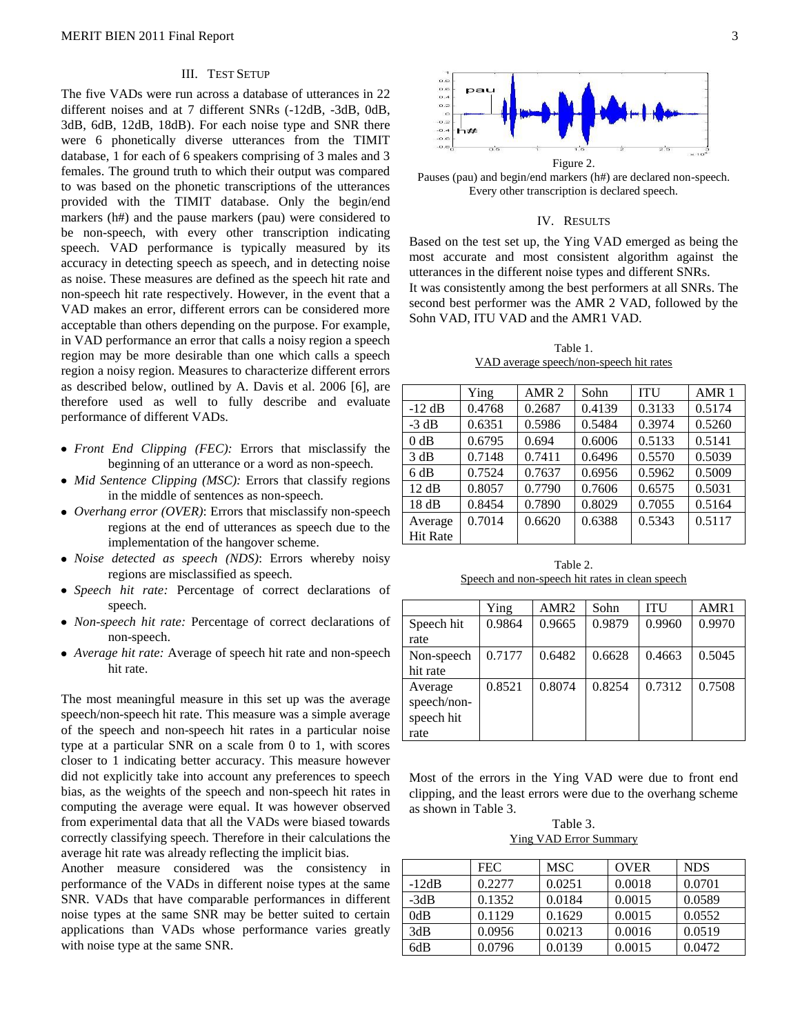## III. Test Setup

The five VADs were run across a database of utterances in 22 different noises and at 7 different SNRs (-12dB, -3dB, 0dB, 3dB, 6dB, 12dB, 18dB). For each noise type and SNR there were 6 phonetically diverse utterances from the TIMIT database, 1 for each of 6 speakers comprising of 3 males and 3 females. The ground truth to which their output was compared to was based on the phonetic transcriptions of the utterances provided with the TIMIT database. Only the begin/end markers (h#) and the pause markers (pau) were considered to be non-speech, with every other transcription indicating speech. VAD performance is typically measured by its accuracy in detecting speech as speech, and in detecting noise as noise. These measures are defined as the speech hit rate and non-speech hit rate respectively. However, in the event that a VAD makes an error, different errors can be considered more acceptable than others depending on the purpose. For example, in VAD performance an error that calls a noisy region a speech region may be more desirable than one which calls a speech region a noisy region. Measures to characterize different errors as described below, outlined by A. Davis et al. 2006 [6], are therefore used as well to fully describe and evaluate performance of different VADs.

- *Front End Clipping (FEC):* Errors that misclassify the beginning of an utterance or a word as non-speech.
- *Mid Sentence Clipping (MSC):* Errors that classify regions in the middle of sentences as non-speech.
- *Overhang error (OVER)*: Errors that misclassify non-speech regions at the end of utterances as speech due to the implementation of the hangover scheme.
- *Noise detected as speech (NDS)*: Errors whereby noisy regions are misclassified as speech.
- *Speech hit rate:* Percentage of correct declarations of speech.
- *Non-speech hit rate:* Percentage of correct declarations of non-speech.
- *Average hit rate:* Average of speech hit rate and non-speech hit rate.

The most meaningful measure in this set up was the average speech/non-speech hit rate. This measure was a simple average of the speech and non-speech hit rates in a particular noise type at a particular SNR on a scale from 0 to 1, with scores closer to 1 indicating better accuracy. This measure however did not explicitly take into account any preferences to speech bias, as the weights of the speech and non-speech hit rates in computing the average were equal. It was however observed from experimental data that all the VADs were biased towards correctly classifying speech. Therefore in their calculations the average hit rate was already reflecting the implicit bias.

Another measure considered was the consistency in performance of the VADs in different noise types at the same SNR. VADs that have comparable performances in different noise types at the same SNR may be better suited to certain applications than VADs whose performance varies greatly with noise type at the same SNR.

Figure 2.
Pauses (pau) and begin/end markers (h#) are declared non-speech. Every other transcription is declared speech.

## IV. Results

Based on the test set up, the Ying VAD emerged as being the most accurate and most consistent algorithm against the utterances in the different noise types and different SNRs.
It was consistently among the best performers at all SNRs. The second best performer was the AMR 2 VAD, followed by the Sohn VAD, ITU VAD and the AMR1 VAD.

Table 1.
VAD average speech/non-speech hit rates

| | Ying | AMR 2 | Sohn | ITU | AMR 1 |
|---|---|---|---|---|---|
| -12 dB | 0.4768 | 0.2687 | 0.4139 | 0.3133 | 0.5174 |
| -3 dB | 0.6351 | 0.5986 | 0.5484 | 0.3974 | 0.5260 |
| 0 dB | 0.6795 | 0.694 | 0.6006 | 0.5133 | 0.5141 |
| 3 dB | 0.7148 | 0.7411 | 0.6496 | 0.5570 | 0.5039 |
| 6 dB | 0.7524 | 0.7637 | 0.6956 | 0.5962 | 0.5009 |
| 12 dB | 0.8057 | 0.7790 | 0.7606 | 0.6575 | 0.5031 |
| 18 dB | 0.8454 | 0.7890 | 0.8029 | 0.7055 | 0.5164 |
| Average Hit Rate | 0.7014 | 0.6620 | 0.6388 | 0.5343 | 0.5117 |

Table 2.
Speech and non-speech hit rates in clean speech

| | Ying | AMR2 | Sohn | ITU | AMR1 |
|---|---|---|---|---|---|
| Speech hit rate | 0.9864 | 0.9665 | 0.9879 | 0.9960 | 0.9970 |
| Non-speech hit rate | 0.7177 | 0.6482 | 0.6628 | 0.4663 | 0.5045 |
| Average speech/non-speech hit rate | 0.8521 | 0.8074 | 0.8254 | 0.7312 | 0.7508 |

Most of the errors in the Ying VAD were due to front end clipping, and the least errors were due to the overhang scheme as shown in Table 3.

Table 3.
Ying VAD Error Summary

| | FEC | MSC | OVER | NDS |
|---|---|---|---|---|
| -12dB | 0.2277 | 0.0251 | 0.0018 | 0.0701 |
| -3dB | 0.1352 | 0.0184 | 0.0015 | 0.0589 |
| 0dB | 0.1129 | 0.1629 | 0.0015 | 0.0552 |
| 3dB | 0.0956 | 0.0213 | 0.0016 | 0.0519 |
| 6dB | 0.0796 | 0.0139 | 0.0015 | 0.0472 |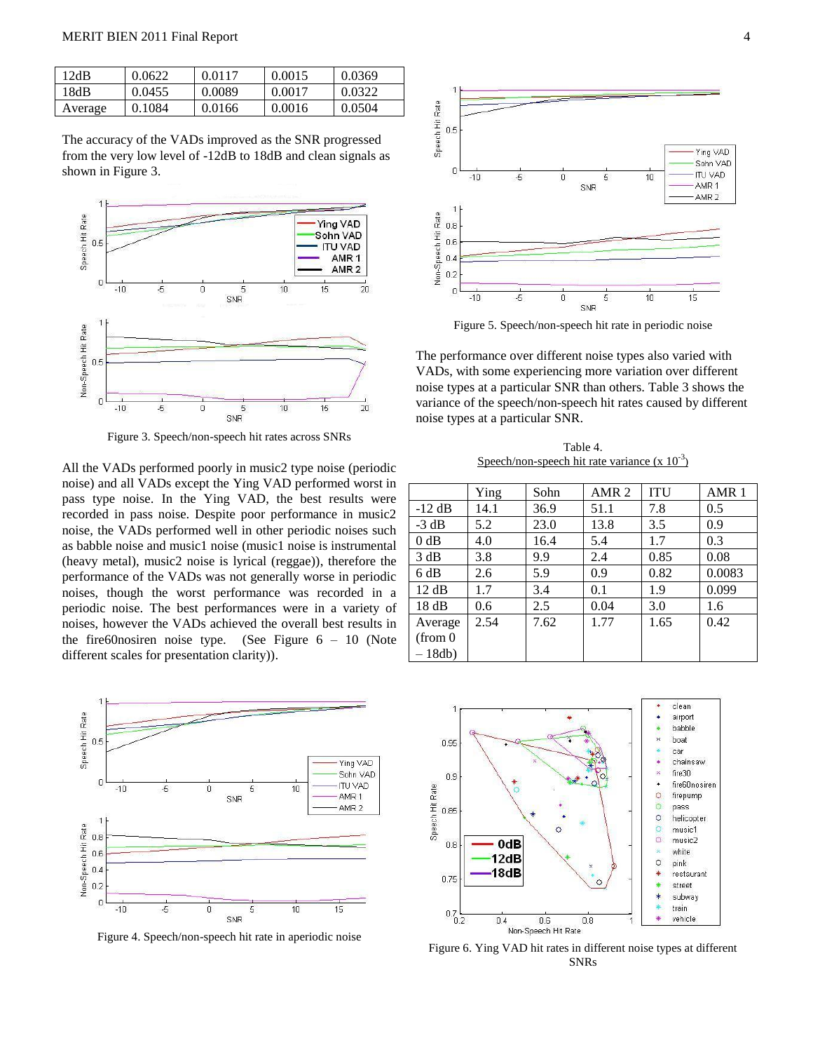| 12dB | 0.0622 | 0.0117 | 0.0015 | 0.0369 |
|---|---|---|---|---|
| 18dB | 0.0455 | 0.0089 | 0.0017 | 0.0322 |
| Average | 0.1084 | 0.0166 | 0.0016 | 0.0504 |

The accuracy of the VADs improved as the SNR progressed from the very low level of -12dB to 18dB and clean signals as shown in Figure 3.

Figure 3. Speech/non-speech hit rates across SNRs

All the VADs performed poorly in music2 type noise (periodic noise) and all VADs except the Ying VAD performed worst in pass type noise. In the Ying VAD, the best results were recorded in pass noise. Despite poor performance in music2 noise, the VADs performed well in other periodic noises such as babble noise and music1 noise (music1 noise is instrumental (heavy metal), music2 noise is lyrical (reggae)), therefore the performance of the VADs was not generally worse in periodic noises, though the worst performance was recorded in a periodic noise. The best performances were in a variety of noises, however the VADs achieved the overall best results in the fire60nosiren noise type. (See Figure 6 – 10 (Note different scales for presentation clarity)).

Figure 4. Speech/non-speech hit rate in aperiodic noise

Figure 5. Speech/non-speech hit rate in periodic noise

The performance over different noise types also varied with VADs, with some experiencing more variation over different noise types at a particular SNR than others. Table 3 shows the variance of the speech/non-speech hit rates caused by different noise types at a particular SNR.

Table 4.
Speech/non-speech hit rate variance (x $10^{-3}$)

| | Ying | Sohn | AMR 2 | ITU | AMR 1 |
|---|---|---|---|---|---|
| -12 dB | 14.1 | 36.9 | 51.1 | 7.8 | 0.5 |
| -3 dB | 5.2 | 23.0 | 13.8 | 3.5 | 0.9 |
| 0 dB | 4.0 | 16.4 | 5.4 | 1.7 | 0.3 |
| 3 dB | 3.8 | 9.9 | 2.4 | 0.85 | 0.08 |
| 6 dB | 2.6 | 5.9 | 0.9 | 0.82 | 0.0083 |
| 12 dB | 1.7 | 3.4 | 0.1 | 1.9 | 0.099 |
| 18 dB | 0.6 | 2.5 | 0.04 | 3.0 | 1.6 |
| Average (from 0 – 18db) | 2.54 | 7.62 | 1.77 | 1.65 | 0.42 |

Figure 6. Ying VAD hit rates in different noise types at different SNRs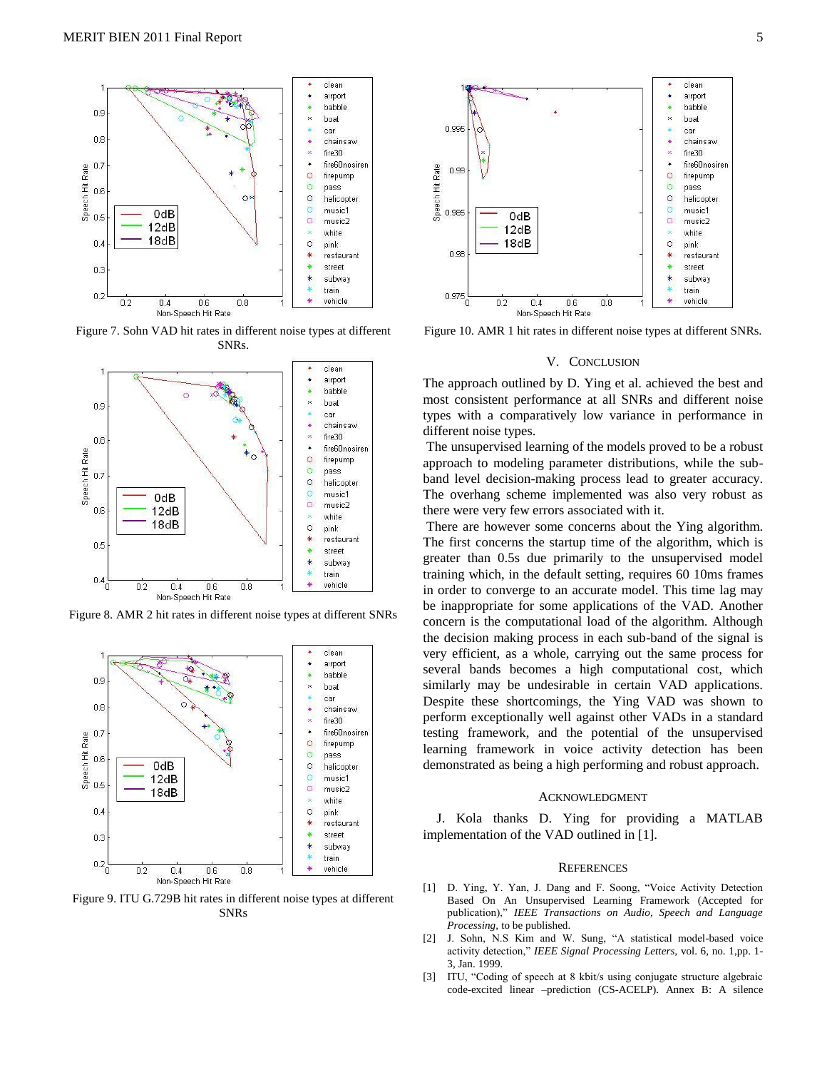Figure 7. Sohn VAD hit rates in different noise types at different SNRs.

Figure 8. AMR 2 hit rates in different noise types at different SNRs

Figure 9. ITU G.729B hit rates in different noise types at different SNRs

Figure 10. AMR 1 hit rates in different noise types at different SNRs.

## V. Conclusion

The approach outlined by D. Ying et al. achieved the best and most consistent performance at all SNRs and different noise types with a comparatively low variance in performance in different noise types.

The unsupervised learning of the models proved to be a robust approach to modeling parameter distributions, while the sub-band level decision-making process lead to greater accuracy. The overhang scheme implemented was also very robust as there were very few errors associated with it.

There are however some concerns about the Ying algorithm. The first concerns the startup time of the algorithm, which is greater than 0.5s due primarily to the unsupervised model training which, in the default setting, requires 60 10ms frames in order to converge to an accurate model. This time lag may be inappropriate for some applications of the VAD. Another concern is the computational load of the algorithm. Although the decision making process in each sub-band of the signal is very efficient, as a whole, carrying out the same process for several bands becomes a high computational cost, which similarly may be undesirable in certain VAD applications. Despite these shortcomings, the Ying VAD was shown to perform exceptionally well against other VADs in a standard testing framework, and the potential of the unsupervised learning framework in voice activity detection has been demonstrated as being a high performing and robust approach.

## Acknowledgment

J. Kola thanks D. Ying for providing a MATLAB implementation of the VAD outlined in [1].

## References

[1] D. Ying, Y. Yan, J. Dang and F. Soong, "Voice Activity Detection Based On An Unsupervised Learning Framework (Accepted for publication)," *IEEE Transactions on Audio, Speech and Language Processing*, to be published.

[2] J. Sohn, N.S Kim and W. Sung, "A statistical model-based voice activity detection," *IEEE Signal Processing Letters*, vol. 6, no. 1,pp. 1-3, Jan. 1999.

[3] ITU, "Coding of speech at 8 kbit/s using conjugate structure algebraic code-excited linear –prediction (CS-ACELP). Annex B: A silence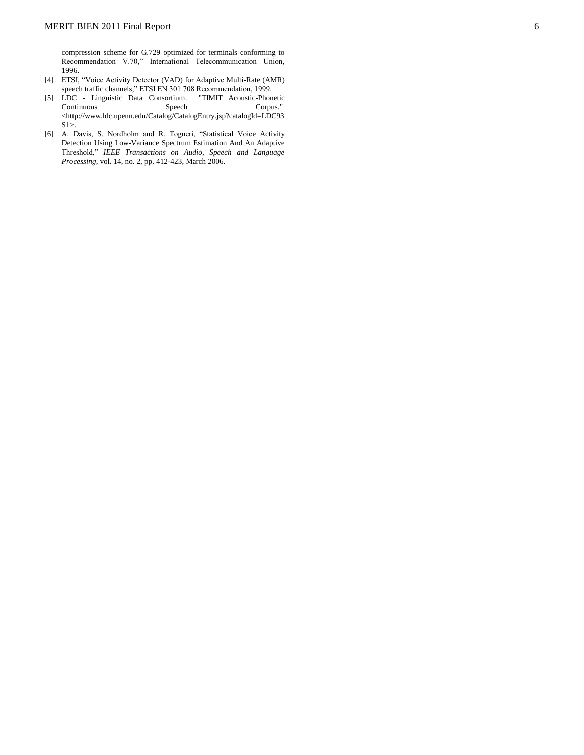compression scheme for G.729 optimized for terminals conforming to Recommendation V.70," International Telecommunication Union, 1996.

[4] ETSI, "Voice Activity Detector (VAD) for Adaptive Multi-Rate (AMR) speech traffic channels," ETSI EN 301 708 Recommendation, 1999.

[5] LDC - Linguistic Data Consortium. "TIMIT Acoustic-Phonetic Continuous Speech Corpus." <http://www.ldc.upenn.edu/Catalog/CatalogEntry.jsp?catalogId=LDC93S1>.

[6] A. Davis, S. Nordholm and R. Togneri, "Statistical Voice Activity Detection Using Low-Variance Spectrum Estimation And An Adaptive Threshold," *IEEE Transactions on Audio, Speech and Language Processing*, vol. 14, no. 2, pp. 412-423, March 2006.